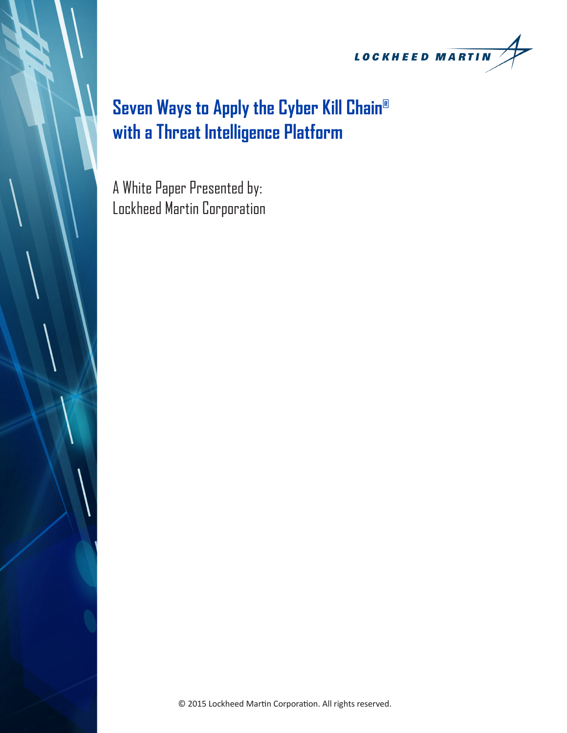LOCKHEED MARTIN

# Seven Ways to Apply the Cyber Kill Chain® with a Threat Intelligence Platform

A White Paper Presented by:
Lockheed Martin Corporation

© 2015 Lockheed Martin Corporation. All rights reserved.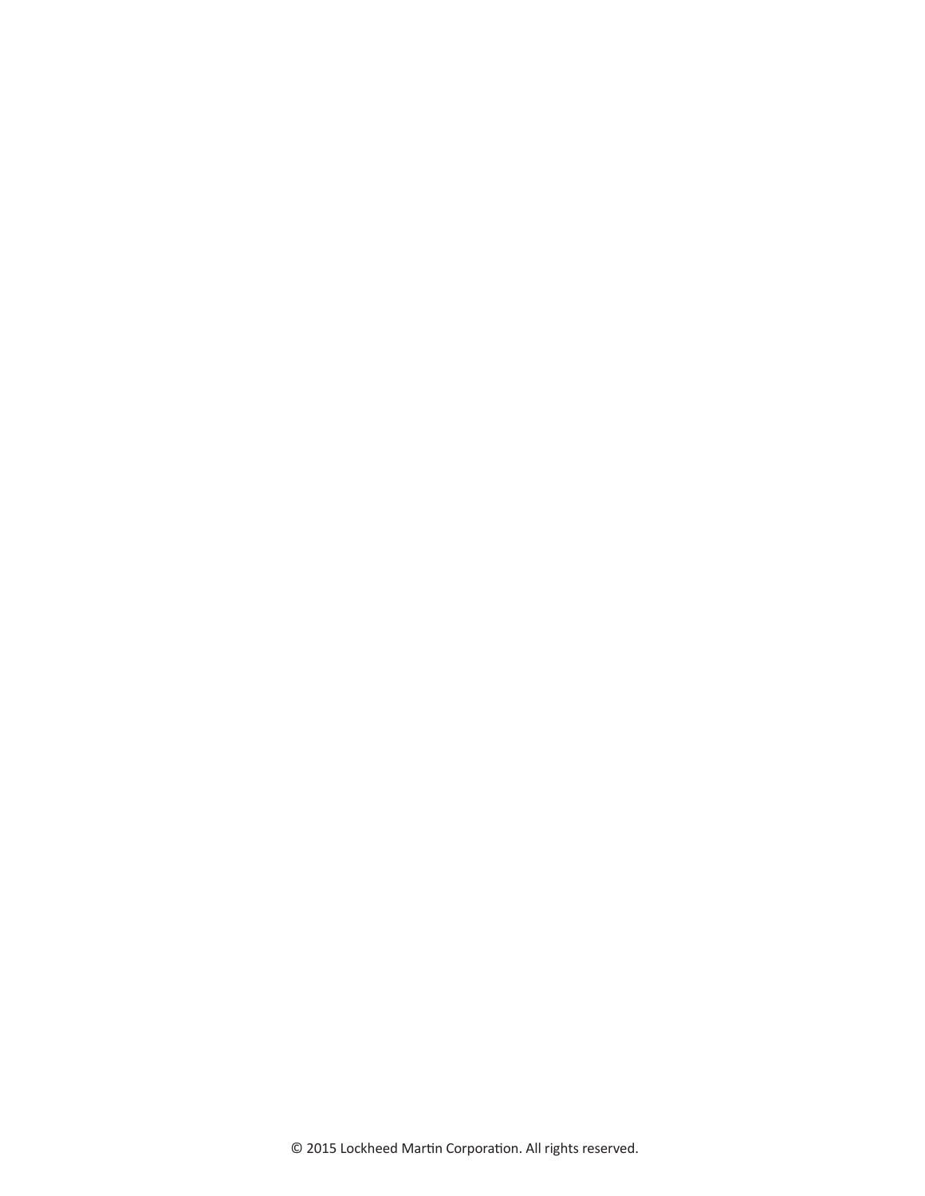© 2015 Lockheed Martin Corporation. All rights reserved.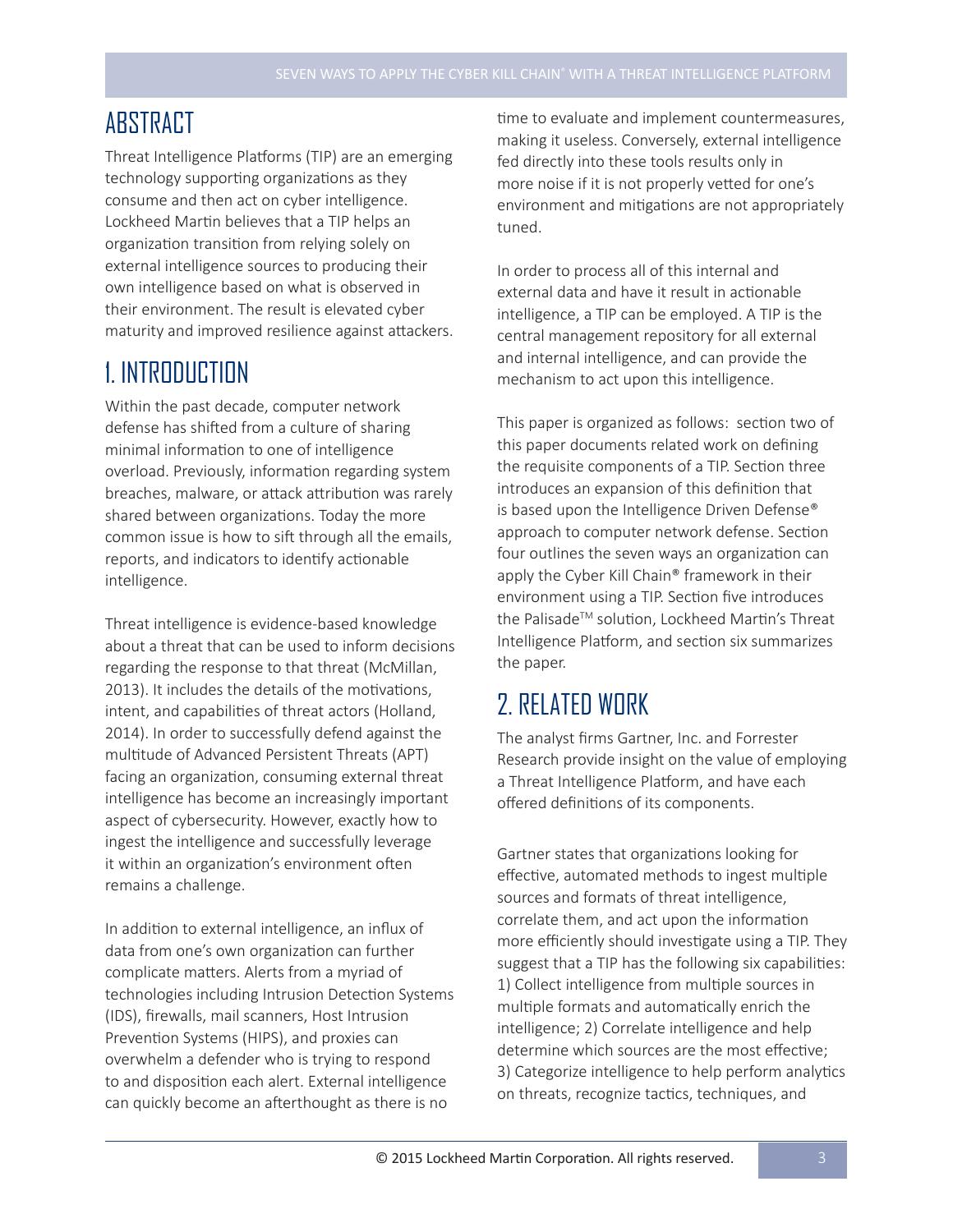## ABSTRACT

Threat Intelligence Platforms (TIP) are an emerging technology supporting organizations as they consume and then act on cyber intelligence. Lockheed Martin believes that a TIP helps an organization transition from relying solely on external intelligence sources to producing their own intelligence based on what is observed in their environment. The result is elevated cyber maturity and improved resilience against attackers.

## 1. INTRODUCTION

Within the past decade, computer network defense has shifted from a culture of sharing minimal information to one of intelligence overload. Previously, information regarding system breaches, malware, or attack attribution was rarely shared between organizations. Today the more common issue is how to sift through all the emails, reports, and indicators to identify actionable intelligence.

Threat intelligence is evidence-based knowledge about a threat that can be used to inform decisions regarding the response to that threat (McMillan, 2013). It includes the details of the motivations, intent, and capabilities of threat actors (Holland, 2014). In order to successfully defend against the multitude of Advanced Persistent Threats (APT) facing an organization, consuming external threat intelligence has become an increasingly important aspect of cybersecurity. However, exactly how to ingest the intelligence and successfully leverage it within an organization's environment often remains a challenge.

In addition to external intelligence, an influx of data from one's own organization can further complicate matters. Alerts from a myriad of technologies including Intrusion Detection Systems (IDS), firewalls, mail scanners, Host Intrusion Prevention Systems (HIPS), and proxies can overwhelm a defender who is trying to respond to and disposition each alert. External intelligence can quickly become an afterthought as there is no time to evaluate and implement countermeasures, making it useless. Conversely, external intelligence fed directly into these tools results only in more noise if it is not properly vetted for one's environment and mitigations are not appropriately tuned.

In order to process all of this internal and external data and have it result in actionable intelligence, a TIP can be employed. A TIP is the central management repository for all external and internal intelligence, and can provide the mechanism to act upon this intelligence.

This paper is organized as follows: section two of this paper documents related work on defining the requisite components of a TIP. Section three introduces an expansion of this definition that is based upon the Intelligence Driven Defense® approach to computer network defense. Section four outlines the seven ways an organization can apply the Cyber Kill Chain® framework in their environment using a TIP. Section five introduces the Palisade™ solution, Lockheed Martin's Threat Intelligence Platform, and section six summarizes the paper.

## 2. RELATED WORK

The analyst firms Gartner, Inc. and Forrester Research provide insight on the value of employing a Threat Intelligence Platform, and have each offered definitions of its components.

Gartner states that organizations looking for effective, automated methods to ingest multiple sources and formats of threat intelligence, correlate them, and act upon the information more efficiently should investigate using a TIP. They suggest that a TIP has the following six capabilities: 1) Collect intelligence from multiple sources in multiple formats and automatically enrich the intelligence; 2) Correlate intelligence and help determine which sources are the most effective; 3) Categorize intelligence to help perform analytics on threats, recognize tactics, techniques, and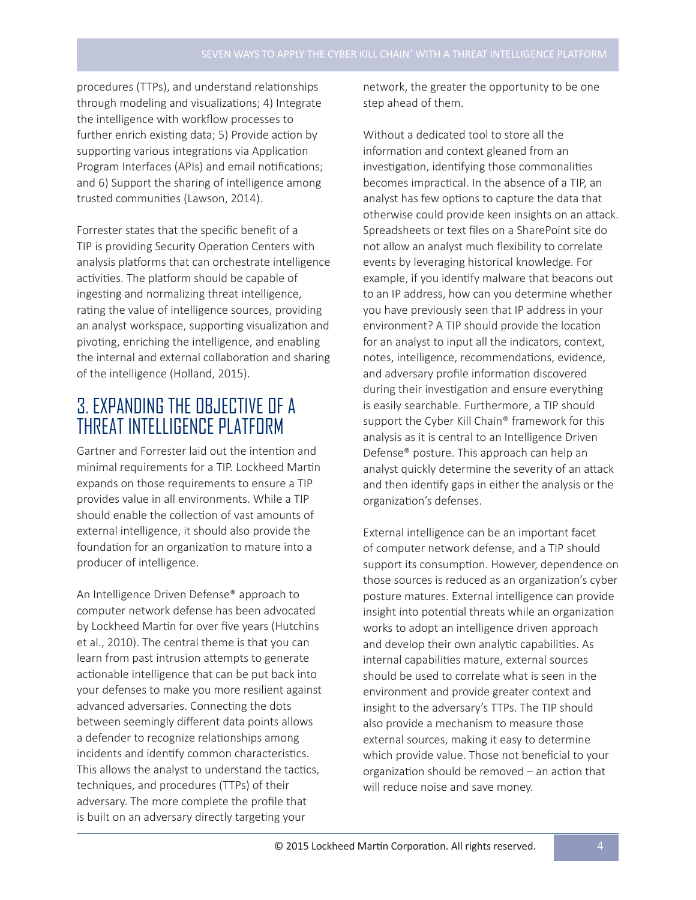procedures (TTPs), and understand relationships through modeling and visualizations; 4) Integrate the intelligence with workflow processes to further enrich existing data; 5) Provide action by supporting various integrations via Application Program Interfaces (APIs) and email notifications; and 6) Support the sharing of intelligence among trusted communities (Lawson, 2014).

Forrester states that the specific benefit of a TIP is providing Security Operation Centers with analysis platforms that can orchestrate intelligence activities. The platform should be capable of ingesting and normalizing threat intelligence, rating the value of intelligence sources, providing an analyst workspace, supporting visualization and pivoting, enriching the intelligence, and enabling the internal and external collaboration and sharing of the intelligence (Holland, 2015).

## 3. EXPANDING THE OBJECTIVE OF A THREAT INTELLIGENCE PLATFORM

Gartner and Forrester laid out the intention and minimal requirements for a TIP. Lockheed Martin expands on those requirements to ensure a TIP provides value in all environments. While a TIP should enable the collection of vast amounts of external intelligence, it should also provide the foundation for an organization to mature into a producer of intelligence.

An Intelligence Driven Defense® approach to computer network defense has been advocated by Lockheed Martin for over five years (Hutchins et al., 2010). The central theme is that you can learn from past intrusion attempts to generate actionable intelligence that can be put back into your defenses to make you more resilient against advanced adversaries. Connecting the dots between seemingly different data points allows a defender to recognize relationships among incidents and identify common characteristics. This allows the analyst to understand the tactics, techniques, and procedures (TTPs) of their adversary. The more complete the profile that is built on an adversary directly targeting your network, the greater the opportunity to be one step ahead of them.

Without a dedicated tool to store all the information and context gleaned from an investigation, identifying those commonalities becomes impractical. In the absence of a TIP, an analyst has few options to capture the data that otherwise could provide keen insights on an attack. Spreadsheets or text files on a SharePoint site do not allow an analyst much flexibility to correlate events by leveraging historical knowledge. For example, if you identify malware that beacons out to an IP address, how can you determine whether you have previously seen that IP address in your environment? A TIP should provide the location for an analyst to input all the indicators, context, notes, intelligence, recommendations, evidence, and adversary profile information discovered during their investigation and ensure everything is easily searchable. Furthermore, a TIP should support the Cyber Kill Chain® framework for this analysis as it is central to an Intelligence Driven Defense® posture. This approach can help an analyst quickly determine the severity of an attack and then identify gaps in either the analysis or the organization's defenses.

External intelligence can be an important facet of computer network defense, and a TIP should support its consumption. However, dependence on those sources is reduced as an organization's cyber posture matures. External intelligence can provide insight into potential threats while an organization works to adopt an intelligence driven approach and develop their own analytic capabilities. As internal capabilities mature, external sources should be used to correlate what is seen in the environment and provide greater context and insight to the adversary's TTPs. The TIP should also provide a mechanism to measure those external sources, making it easy to determine which provide value. Those not beneficial to your organization should be removed – an action that will reduce noise and save money.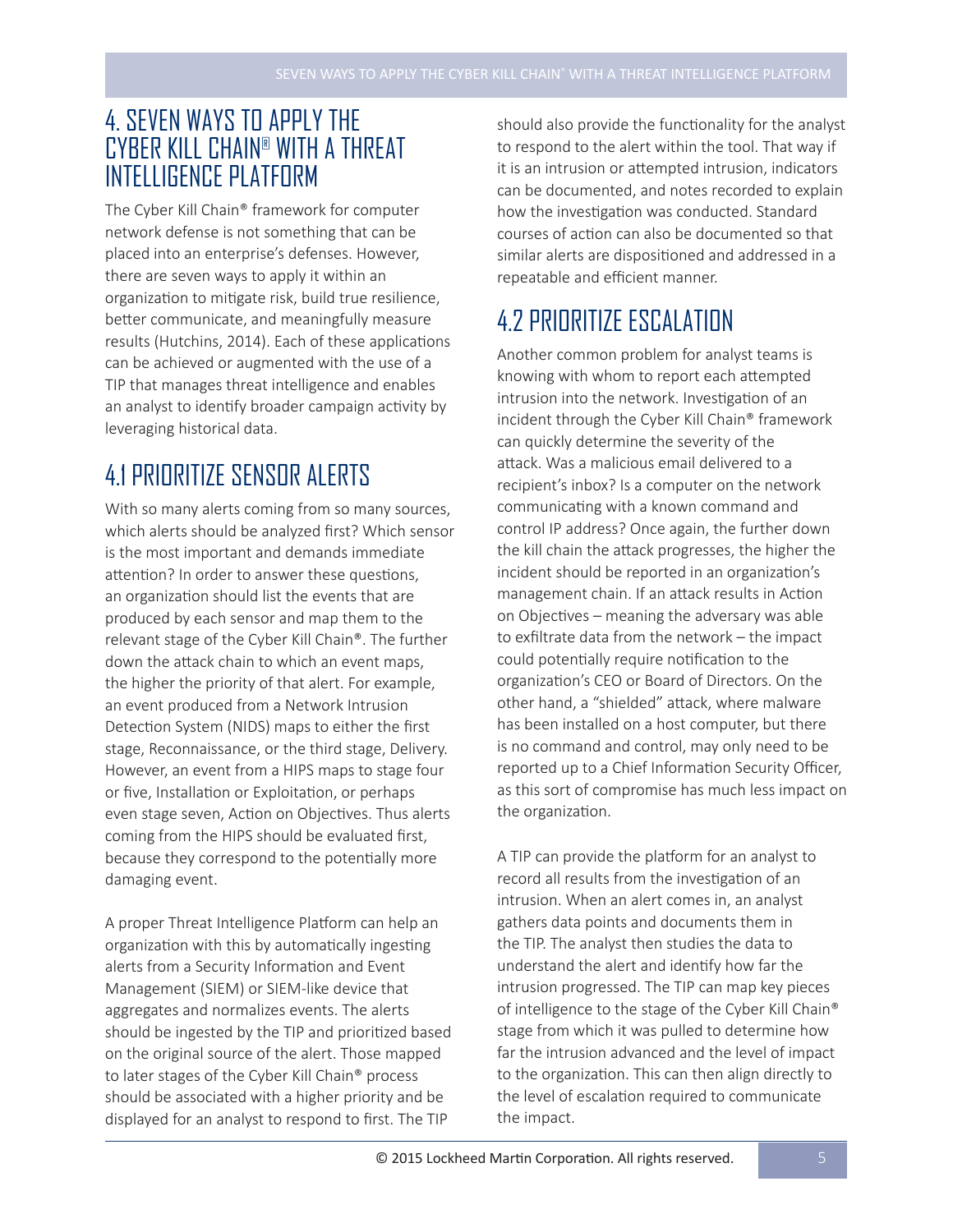# 4. SEVEN WAYS TO APPLY THE CYBER KILL CHAIN® WITH A THREAT INTELLIGENCE PLATFORM

The Cyber Kill Chain® framework for computer network defense is not something that can be placed into an enterprise's defenses. However, there are seven ways to apply it within an organization to mitigate risk, build true resilience, better communicate, and meaningfully measure results (Hutchins, 2014). Each of these applications can be achieved or augmented with the use of a TIP that manages threat intelligence and enables an analyst to identify broader campaign activity by leveraging historical data.

## 4.1 PRIORITIZE SENSOR ALERTS

With so many alerts coming from so many sources, which alerts should be analyzed first? Which sensor is the most important and demands immediate attention? In order to answer these questions, an organization should list the events that are produced by each sensor and map them to the relevant stage of the Cyber Kill Chain®. The further down the attack chain to which an event maps, the higher the priority of that alert. For example, an event produced from a Network Intrusion Detection System (NIDS) maps to either the first stage, Reconnaissance, or the third stage, Delivery. However, an event from a HIPS maps to stage four or five, Installation or Exploitation, or perhaps even stage seven, Action on Objectives. Thus alerts coming from the HIPS should be evaluated first, because they correspond to the potentially more damaging event.

A proper Threat Intelligence Platform can help an organization with this by automatically ingesting alerts from a Security Information and Event Management (SIEM) or SIEM-like device that aggregates and normalizes events. The alerts should be ingested by the TIP and prioritized based on the original source of the alert. Those mapped to later stages of the Cyber Kill Chain® process should be associated with a higher priority and be displayed for an analyst to respond to first. The TIP should also provide the functionality for the analyst to respond to the alert within the tool. That way if it is an intrusion or attempted intrusion, indicators can be documented, and notes recorded to explain how the investigation was conducted. Standard courses of action can also be documented so that similar alerts are dispositioned and addressed in a repeatable and efficient manner.

## 4.2 PRIORITIZE ESCALATION

Another common problem for analyst teams is knowing with whom to report each attempted intrusion into the network. Investigation of an incident through the Cyber Kill Chain® framework can quickly determine the severity of the attack. Was a malicious email delivered to a recipient's inbox? Is a computer on the network communicating with a known command and control IP address? Once again, the further down the kill chain the attack progresses, the higher the incident should be reported in an organization's management chain. If an attack results in Action on Objectives – meaning the adversary was able to exfiltrate data from the network – the impact could potentially require notification to the organization's CEO or Board of Directors. On the other hand, a "shielded" attack, where malware has been installed on a host computer, but there is no command and control, may only need to be reported up to a Chief Information Security Officer, as this sort of compromise has much less impact on the organization.

A TIP can provide the platform for an analyst to record all results from the investigation of an intrusion. When an alert comes in, an analyst gathers data points and documents them in the TIP. The analyst then studies the data to understand the alert and identify how far the intrusion progressed. The TIP can map key pieces of intelligence to the stage of the Cyber Kill Chain® stage from which it was pulled to determine how far the intrusion advanced and the level of impact to the organization. This can then align directly to the level of escalation required to communicate the impact.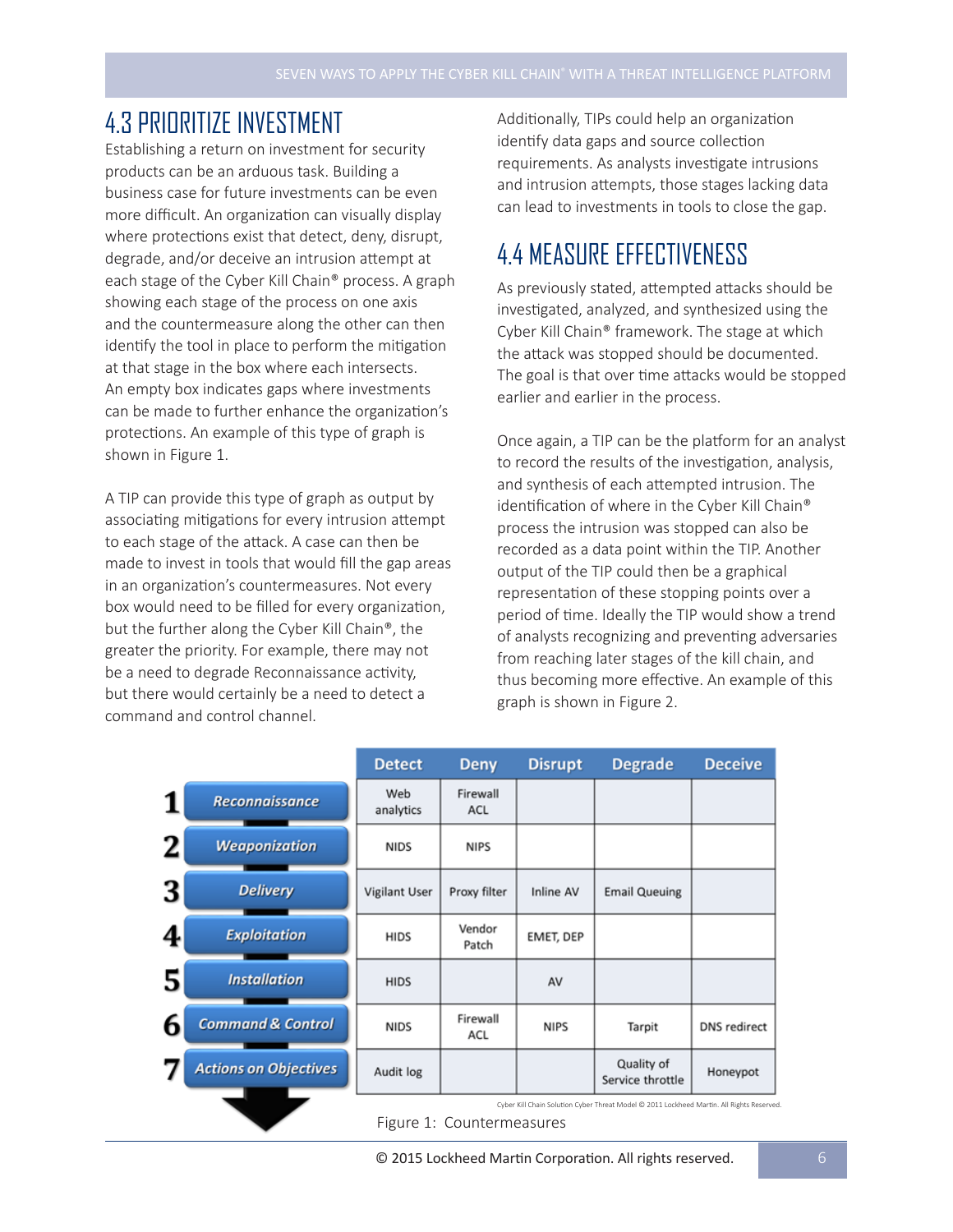## 4.3 PRIORITIZE INVESTMENT

Establishing a return on investment for security products can be an arduous task. Building a business case for future investments can be even more difficult. An organization can visually display where protections exist that detect, deny, disrupt, degrade, and/or deceive an intrusion attempt at each stage of the Cyber Kill Chain® process. A graph showing each stage of the process on one axis and the countermeasure along the other can then identify the tool in place to perform the mitigation at that stage in the box where each intersects. An empty box indicates gaps where investments can be made to further enhance the organization's protections. An example of this type of graph is shown in Figure 1.

A TIP can provide this type of graph as output by associating mitigations for every intrusion attempt to each stage of the attack. A case can then be made to invest in tools that would fill the gap areas in an organization's countermeasures. Not every box would need to be filled for every organization, but the further along the Cyber Kill Chain®, the greater the priority. For example, there may not be a need to degrade Reconnaissance activity, but there would certainly be a need to detect a command and control channel.

Additionally, TIPs could help an organization identify data gaps and source collection requirements. As analysts investigate intrusions and intrusion attempts, those stages lacking data can lead to investments in tools to close the gap.

## 4.4 MEASURE EFFECTIVENESS

As previously stated, attempted attacks should be investigated, analyzed, and synthesized using the Cyber Kill Chain® framework. The stage at which the attack was stopped should be documented. The goal is that over time attacks would be stopped earlier and earlier in the process.

Once again, a TIP can be the platform for an analyst to record the results of the investigation, analysis, and synthesis of each attempted intrusion. The identification of where in the Cyber Kill Chain® process the intrusion was stopped can also be recorded as a data point within the TIP. Another output of the TIP could then be a graphical representation of these stopping points over a period of time. Ideally the TIP would show a trend of analysts recognizing and preventing adversaries from reaching later stages of the kill chain, and thus becoming more effective. An example of this graph is shown in Figure 2.

| | Detect | Deny | Disrupt | Degrade | Deceive |
|---|---|---|---|---|---|
| 1 Reconnaissance | Web analytics | Firewall ACL | | | |
| 2 Weaponization | NIDS | NIPS | | | |
| 3 Delivery | Vigilant User | Proxy filter | Inline AV | Email Queuing | |
| 4 Exploitation | HIDS | Vendor Patch | EMET, DEP | | |
| 5 Installation | HIDS | | AV | | |
| 6 Command & Control | NIDS | Firewall ACL | NIPS | Tarpit | DNS redirect |
| 7 Actions on Objectives | Audit log | | | Quality of Service throttle | Honeypot |

Cyber Kill Chain Solution Cyber Threat Model © 2011 Lockheed Martin. All Rights Reserved.

Figure 1: Countermeasures

© 2015 Lockheed Martin Corporation. All rights reserved.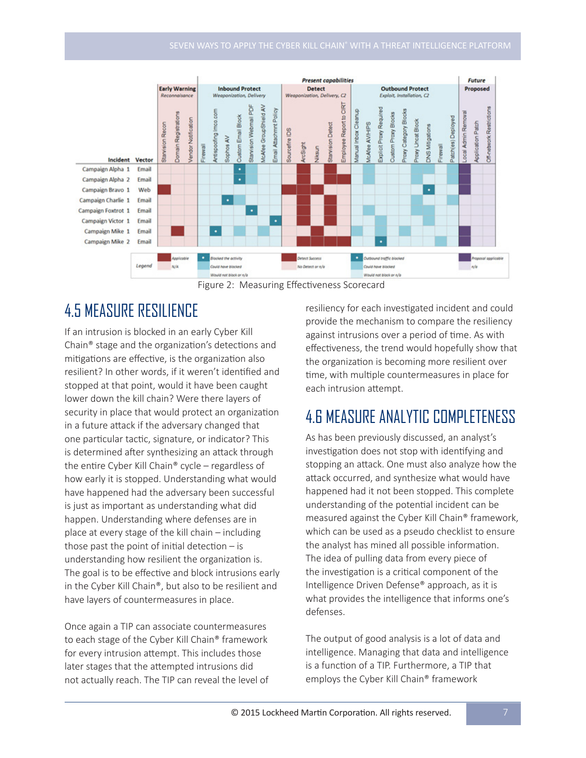Figure 2: Measuring Effectiveness Scorecard

## 4.5 MEASURE RESILIENCE

If an intrusion is blocked in an early Cyber Kill Chain® stage and the organization's detections and mitigations are effective, is the organization also resilient? In other words, if it weren't identified and stopped at that point, would it have been caught lower down the kill chain? Were there layers of security in place that would protect an organization in a future attack if the adversary changed that one particular tactic, signature, or indicator? This is determined after synthesizing an attack through the entire Cyber Kill Chain® cycle – regardless of how early it is stopped. Understanding what would have happened had the adversary been successful is just as important as understanding what did happen. Understanding where defenses are in place at every stage of the kill chain – including those past the point of initial detection – is understanding how resilient the organization is. The goal is to be effective and block intrusions early in the Cyber Kill Chain®, but also to be resilient and have layers of countermeasures in place.

Once again a TIP can associate countermeasures to each stage of the Cyber Kill Chain® framework for every intrusion attempt. This includes those later stages that the attempted intrusions did not actually reach. The TIP can reveal the level of resiliency for each investigated incident and could provide the mechanism to compare the resiliency against intrusions over a period of time. As with effectiveness, the trend would hopefully show that the organization is becoming more resilient over time, with multiple countermeasures in place for each intrusion attempt.

## 4.6 MEASURE ANALYTIC COMPLETENESS

As has been previously discussed, an analyst's investigation does not stop with identifying and stopping an attack. One must also analyze how the attack occurred, and synthesize what would have happened had it not been stopped. This complete understanding of the potential incident can be measured against the Cyber Kill Chain® framework, which can be used as a pseudo checklist to ensure the analyst has mined all possible information. The idea of pulling data from every piece of the investigation is a critical component of the Intelligence Driven Defense® approach, as it is what provides the intelligence that informs one's defenses.

The output of good analysis is a lot of data and intelligence. Managing that data and intelligence is a function of a TIP. Furthermore, a TIP that employs the Cyber Kill Chain® framework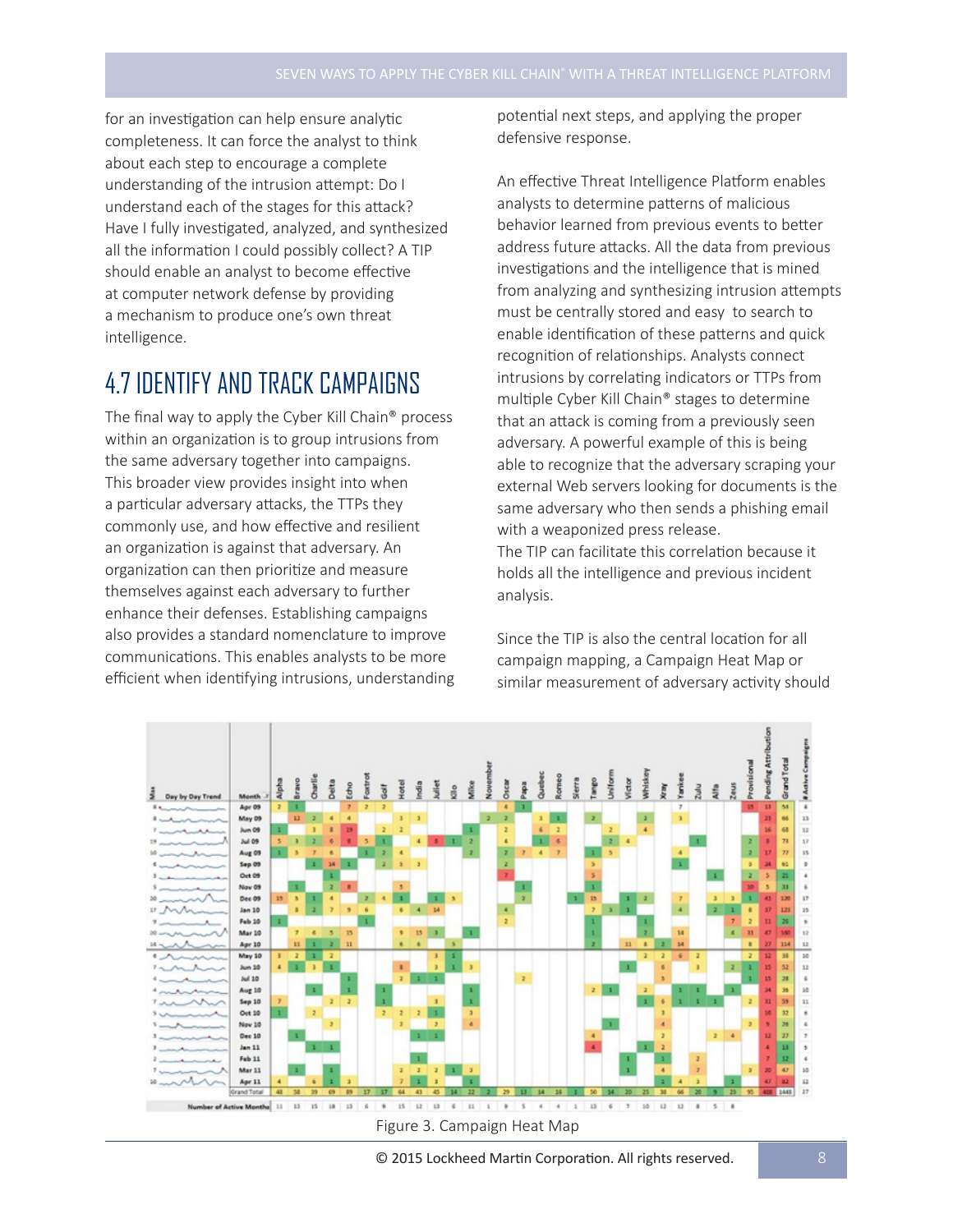for an investigation can help ensure analytic completeness. It can force the analyst to think about each step to encourage a complete understanding of the intrusion attempt: Do I understand each of the stages for this attack? Have I fully investigated, analyzed, and synthesized all the information I could possibly collect? A TIP should enable an analyst to become effective at computer network defense by providing a mechanism to produce one's own threat intelligence.

## 4.7 IDENTIFY AND TRACK CAMPAIGNS

The final way to apply the Cyber Kill Chain® process within an organization is to group intrusions from the same adversary together into campaigns. This broader view provides insight into when a particular adversary attacks, the TTPs they commonly use, and how effective and resilient an organization is against that adversary. An organization can then prioritize and measure themselves against each adversary to further enhance their defenses. Establishing campaigns also provides a standard nomenclature to improve communications. This enables analysts to be more efficient when identifying intrusions, understanding potential next steps, and applying the proper defensive response.

An effective Threat Intelligence Platform enables analysts to determine patterns of malicious behavior learned from previous events to better address future attacks. All the data from previous investigations and the intelligence that is mined from analyzing and synthesizing intrusion attempts must be centrally stored and easy to search to enable identification of these patterns and quick recognition of relationships. Analysts connect intrusions by correlating indicators or TTPs from multiple Cyber Kill Chain® stages to determine that an attack is coming from a previously seen adversary. A powerful example of this is being able to recognize that the adversary scraping your external Web servers looking for documents is the same adversary who then sends a phishing email with a weaponized press release.
The TIP can facilitate this correlation because it holds all the intelligence and previous incident analysis.

Since the TIP is also the central location for all campaign mapping, a Campaign Heat Map or similar measurement of adversary activity should

Figure 3. Campaign Heat Map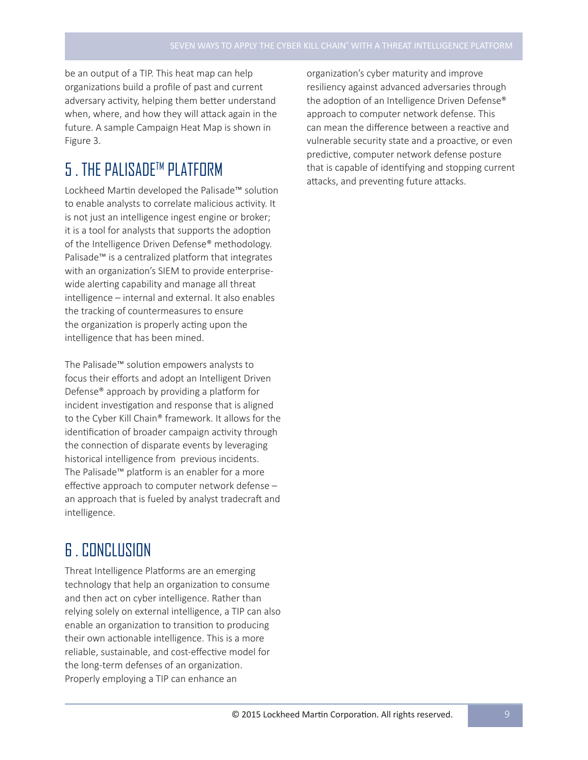be an output of a TIP. This heat map can help organizations build a profile of past and current adversary activity, helping them better understand when, where, and how they will attack again in the future. A sample Campaign Heat Map is shown in Figure 3.

## 5 . THE PALISADE™ PLATFORM

Lockheed Martin developed the Palisade™ solution to enable analysts to correlate malicious activity. It is not just an intelligence ingest engine or broker; it is a tool for analysts that supports the adoption of the Intelligence Driven Defense® methodology. Palisade™ is a centralized platform that integrates with an organization's SIEM to provide enterprise-wide alerting capability and manage all threat intelligence – internal and external. It also enables the tracking of countermeasures to ensure the organization is properly acting upon the intelligence that has been mined.

The Palisade™ solution empowers analysts to focus their efforts and adopt an Intelligent Driven Defense® approach by providing a platform for incident investigation and response that is aligned to the Cyber Kill Chain® framework. It allows for the identification of broader campaign activity through the connection of disparate events by leveraging historical intelligence from previous incidents. The Palisade™ platform is an enabler for a more effective approach to computer network defense – an approach that is fueled by analyst tradecraft and intelligence.

## 6 . CONCLUSION

Threat Intelligence Platforms are an emerging technology that help an organization to consume and then act on cyber intelligence. Rather than relying solely on external intelligence, a TIP can also enable an organization to transition to producing their own actionable intelligence. This is a more reliable, sustainable, and cost-effective model for the long-term defenses of an organization. Properly employing a TIP can enhance an organization's cyber maturity and improve resiliency against advanced adversaries through the adoption of an Intelligence Driven Defense® approach to computer network defense. This can mean the difference between a reactive and vulnerable security state and a proactive, or even predictive, computer network defense posture that is capable of identifying and stopping current attacks, and preventing future attacks.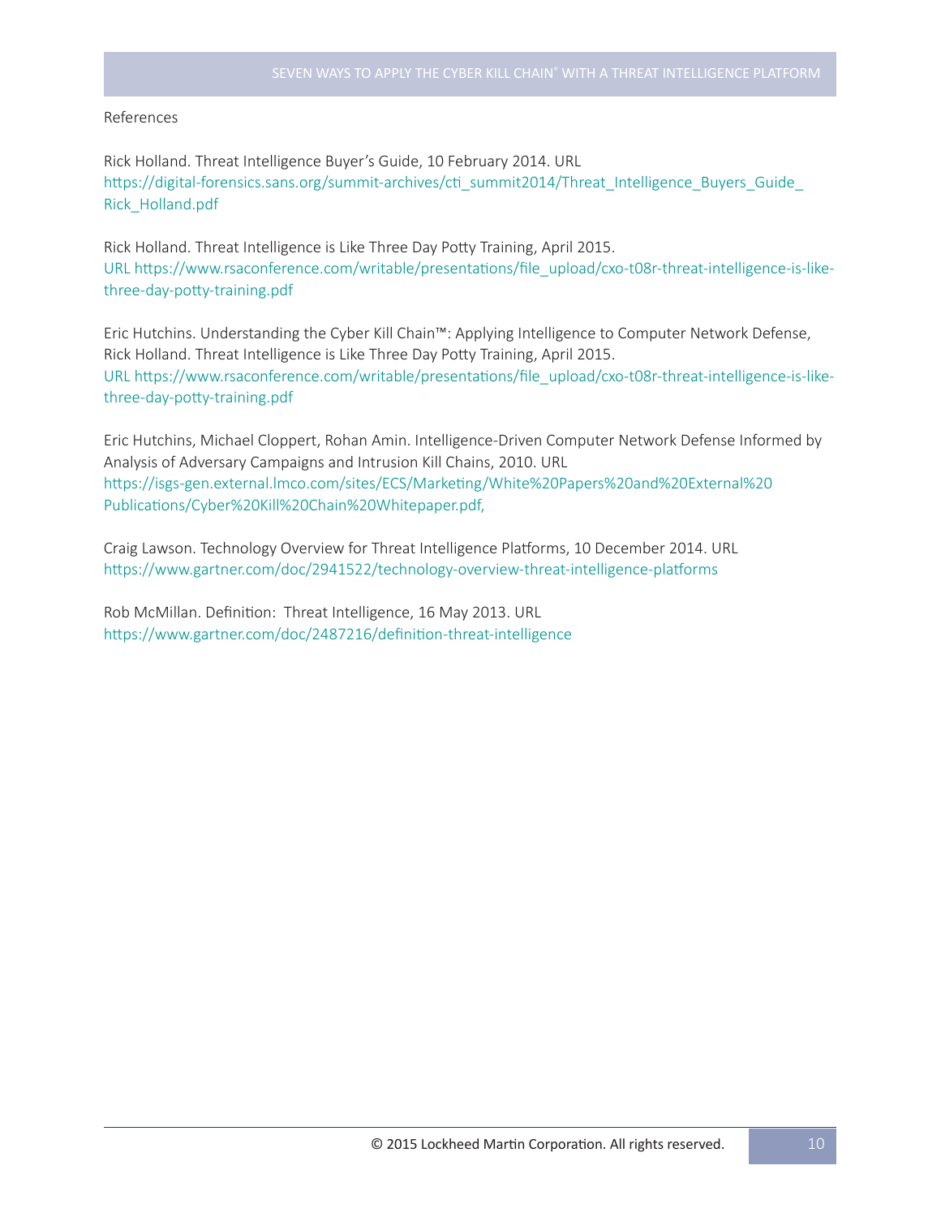References

Rick Holland. Threat Intelligence Buyer's Guide, 10 February 2014. URL https://digital-forensics.sans.org/summit-archives/cti_summit2014/Threat_Intelligence_Buyers_Guide_Rick_Holland.pdf

Rick Holland. Threat Intelligence is Like Three Day Potty Training, April 2015. URL https://www.rsaconference.com/writable/presentations/file_upload/cxo-t08r-threat-intelligence-is-like-three-day-potty-training.pdf

Eric Hutchins. Understanding the Cyber Kill Chain™: Applying Intelligence to Computer Network Defense, Rick Holland. Threat Intelligence is Like Three Day Potty Training, April 2015. URL https://www.rsaconference.com/writable/presentations/file_upload/cxo-t08r-threat-intelligence-is-like-three-day-potty-training.pdf

Eric Hutchins, Michael Cloppert, Rohan Amin. Intelligence-Driven Computer Network Defense Informed by Analysis of Adversary Campaigns and Intrusion Kill Chains, 2010. URL https://isgs-gen.external.lmco.com/sites/ECS/Marketing/White%20Papers%20and%20External%20Publications/Cyber%20Kill%20Chain%20Whitepaper.pdf,

Craig Lawson. Technology Overview for Threat Intelligence Platforms, 10 December 2014. URL https://www.gartner.com/doc/2941522/technology-overview-threat-intelligence-platforms

Rob McMillan. Definition: Threat Intelligence, 16 May 2013. URL https://www.gartner.com/doc/2487216/definition-threat-intelligence

© 2015 Lockheed Martin Corporation. All rights reserved.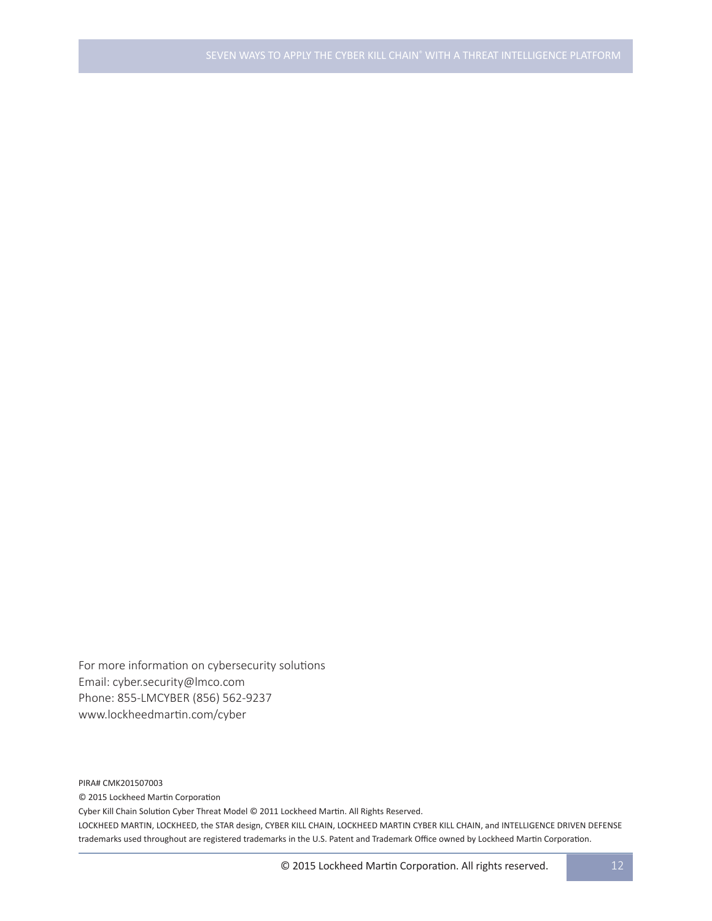For more information on cybersecurity solutions
Email: cyber.security@lmco.com
Phone: 855-LMCYBER (856) 562-9237
www.lockheedmartin.com/cyber

PIRA# CMK201507003

© 2015 Lockheed Martin Corporation

Cyber Kill Chain Solution Cyber Threat Model © 2011 Lockheed Martin. All Rights Reserved.

LOCKHEED MARTIN, LOCKHEED, the STAR design, CYBER KILL CHAIN, LOCKHEED MARTIN CYBER KILL CHAIN, and INTELLIGENCE DRIVEN DEFENSE trademarks used throughout are registered trademarks in the U.S. Patent and Trademark Office owned by Lockheed Martin Corporation.